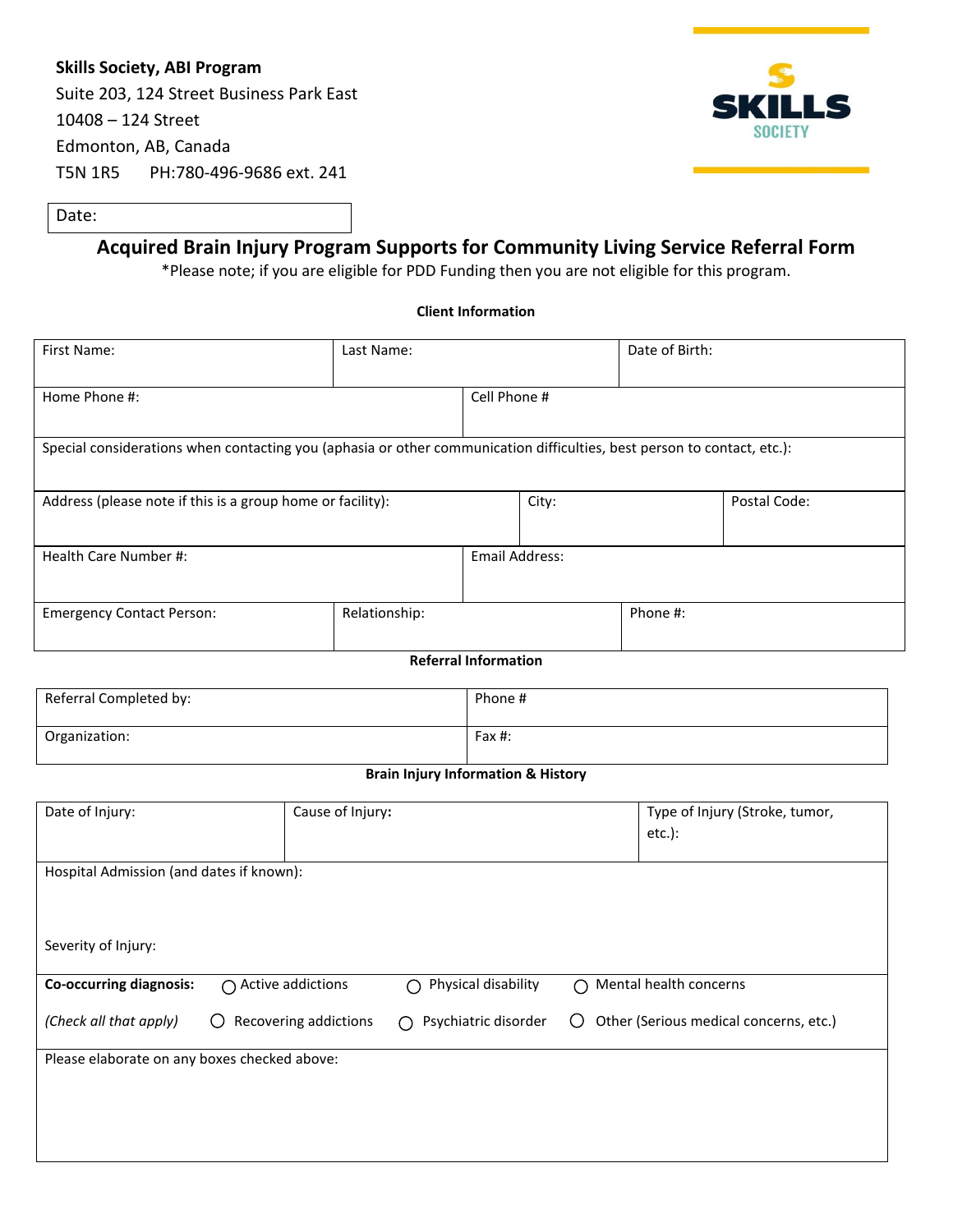**Skills Society, ABI Program**
Suite 203, 124 Street Business Park East
10408 – 124 Street
Edmonton, AB, Canada
T5N 1R5 PH:780-496-9686 ext. 241

SKILLS SOCIETY

Date:

# Acquired Brain Injury Program Supports for Community Living Service Referral Form

*Please note; if you are eligible for PDD Funding then you are not eligible for this program.

**Client Information**

| First Name: | Last Name: | Date of Birth: |
|---|---|---|
| Home Phone #: | Cell Phone # | |
| Special considerations when contacting you (aphasia or other communication difficulties, best person to contact, etc.): | | |
| Address (please note if this is a group home or facility): | City: | Postal Code: |
| Health Care Number #: | Email Address: | |
| Emergency Contact Person: | Relationship: | Phone #: |

**Referral Information**

| Referral Completed by: | Phone # |
|---|---|
| Organization: | Fax #: |

**Brain Injury Information & History**

| Date of Injury: | Cause of Injury: | Type of Injury (Stroke, tumor, etc.): |
|---|---|---|
| Hospital Admission (and dates if known): | | |
| Severity of Injury: | | |

**Co-occurring diagnosis:** *(Check all that apply)*

- ○ Active addictions
- ○ Physical disability
- ○ Mental health concerns
- ○ Recovering addictions
- ○ Psychiatric disorder
- ○ Other (Serious medical concerns, etc.)

Please elaborate on any boxes checked above: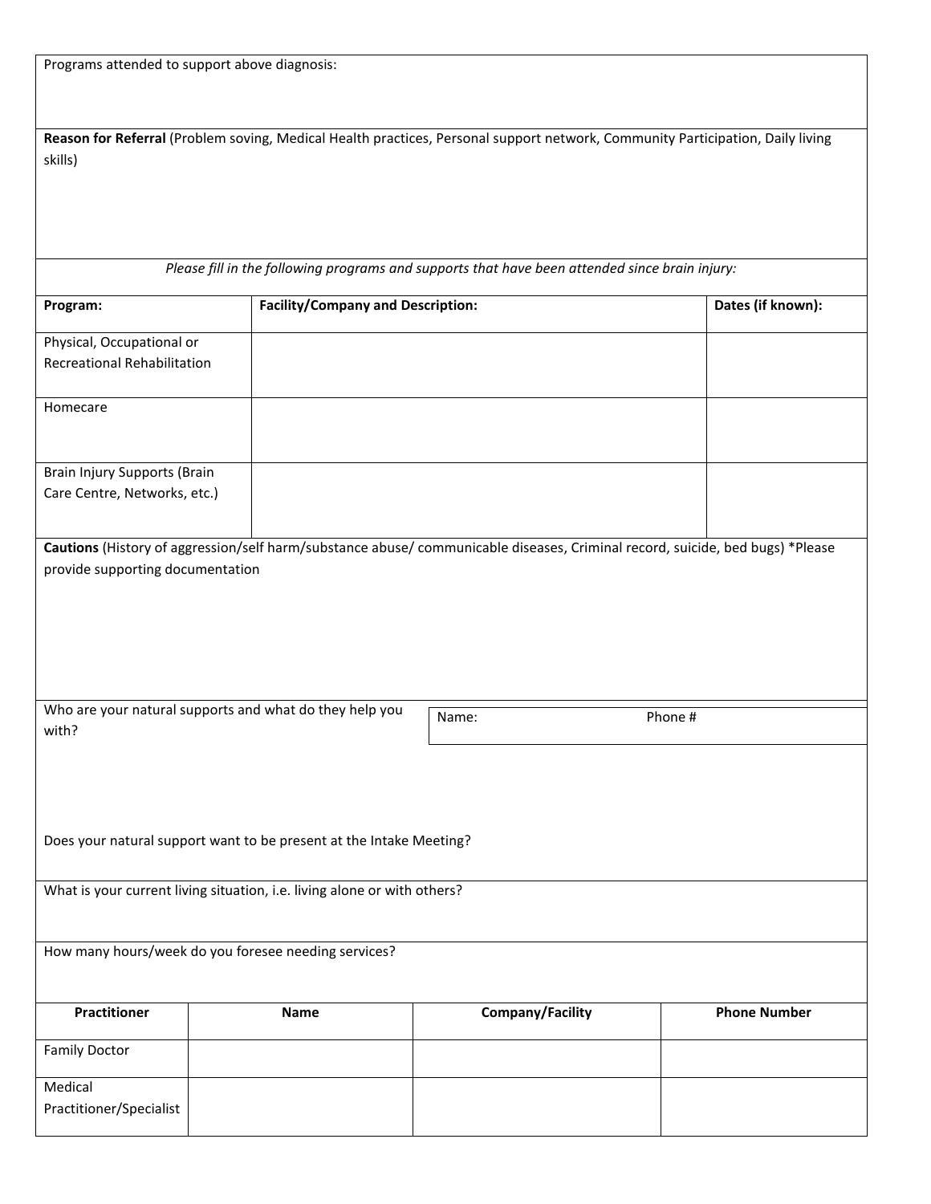Programs attended to support above diagnosis:

**Reason for Referral** (Problem soving, Medical Health practices, Personal support network, Community Participation, Daily living skills)

*Please fill in the following programs and supports that have been attended since brain injury:*

| Program: | Facility/Company and Description: | Dates (if known): |
|---|---|---|
| Physical, Occupational or Recreational Rehabilitation | | |
| Homecare | | |
| Brain Injury Supports (Brain Care Centre, Networks, etc.) | | |

**Cautions** (History of aggression/self harm/substance abuse/ communicable diseases, Criminal record, suicide, bed bugs) *Please provide supporting documentation

Who are your natural supports and what do they help you with?

| Name: | Phone # |
|---|---|

Does your natural support want to be present at the Intake Meeting?

What is your current living situation, i.e. living alone or with others?

How many hours/week do you foresee needing services?

| Practitioner | Name | Company/Facility | Phone Number |
|---|---|---|---|
| Family Doctor | | | |
| Medical Practitioner/Specialist | | | |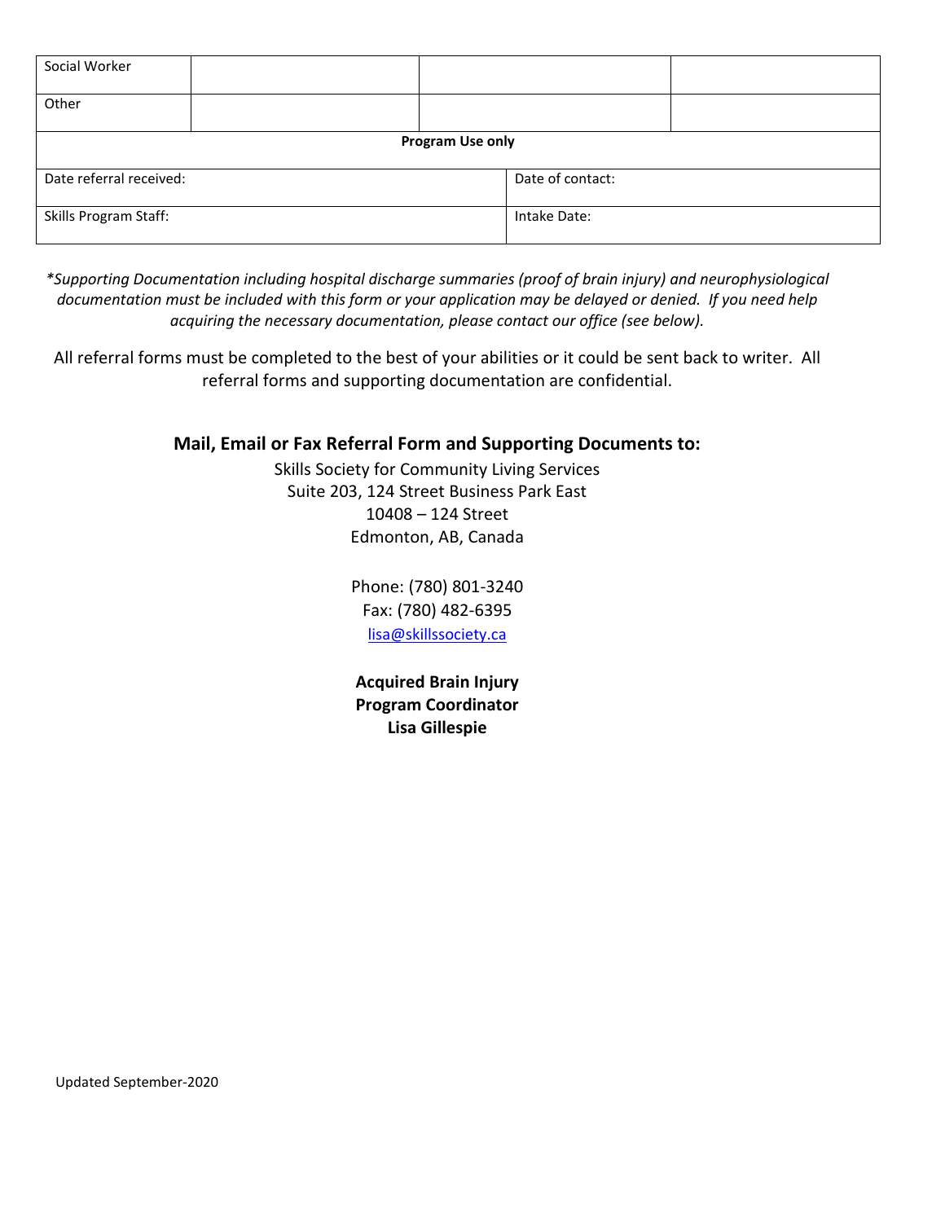| | | | |
|---|---|---|---|
| Social Worker | | | |
| Other | | | |
| **Program Use only** | | | |
| Date referral received: | | Date of contact: | |
| Skills Program Staff: | | Intake Date: | |

*\*Supporting Documentation including hospital discharge summaries (proof of brain injury) and neurophysiological documentation must be included with this form or your application may be delayed or denied. If you need help acquiring the necessary documentation, please contact our office (see below).*

All referral forms must be completed to the best of your abilities or it could be sent back to writer. All referral forms and supporting documentation are confidential.

**Mail, Email or Fax Referral Form and Supporting Documents to:**

Skills Society for Community Living Services
Suite 203, 124 Street Business Park East
10408 – 124 Street
Edmonton, AB, Canada

Phone: (780) 801-3240
Fax: (780) 482-6395
lisa@skillssociety.ca

**Acquired Brain Injury**
**Program Coordinator**
**Lisa Gillespie**

Updated September-2020